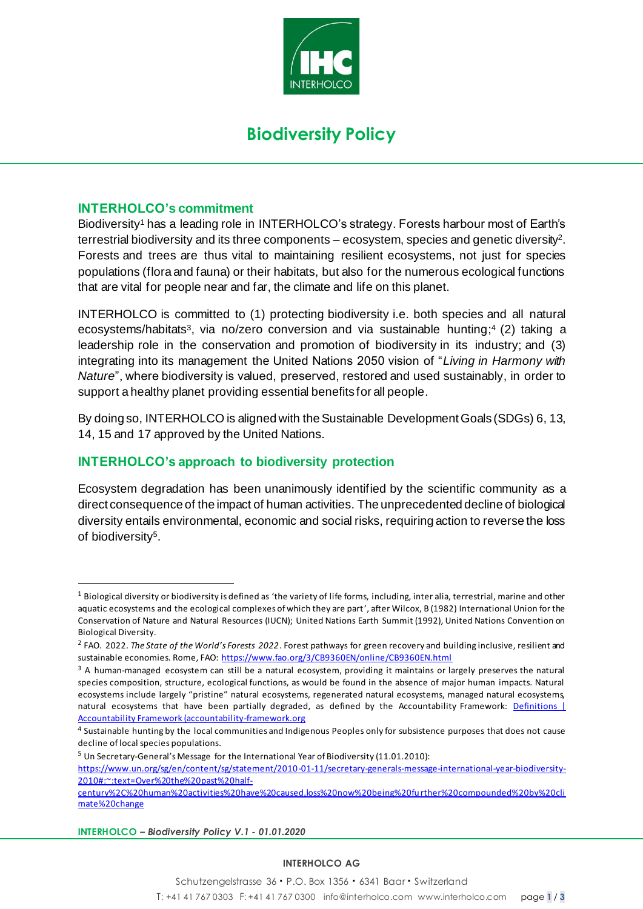# Biodiversity Policy

## INTERHOLCO's commitment

Biodiversity[1] has a leading role in INTERHOLCO's strategy. Forests harbour most of Earth's terrestrial biodiversity and its three components – ecosystem, species and genetic diversity[2]. Forests and trees are thus vital to maintaining resilient ecosystems, not just for species populations (flora and fauna) or their habitats, but also for the numerous ecological functions that are vital for people near and far, the climate and life on this planet.

INTERHOLCO is committed to (1) protecting biodiversity i.e. both species and all natural ecosystems/habitats[3], via no/zero conversion and via sustainable hunting;[4] (2) taking a leadership role in the conservation and promotion of biodiversity in its industry; and (3) integrating into its management the United Nations 2050 vision of "*Living in Harmony with Nature*", where biodiversity is valued, preserved, restored and used sustainably, in order to support a healthy planet providing essential benefits for all people.

By doing so, INTERHOLCO is aligned with the Sustainable Development Goals (SDGs) 6, 13, 14, 15 and 17 approved by the United Nations.

## INTERHOLCO's approach to biodiversity protection

Ecosystem degradation has been unanimously identified by the scientific community as a direct consequence of the impact of human activities. The unprecedented decline of biological diversity entails environmental, economic and social risks, requiring action to reverse the loss of biodiversity[5].

---

[1] Biological diversity or biodiversity is defined as 'the variety of life forms, including, inter alia, terrestrial, marine and other aquatic ecosystems and the ecological complexes of which they are part', after Wilcox, B (1982) International Union for the Conservation of Nature and Natural Resources (IUCN); United Nations Earth Summit (1992), United Nations Convention on Biological Diversity.

[2] FAO. 2022. *The State of the World's Forests 2022*. Forest pathways for green recovery and building inclusive, resilient and sustainable economies. Rome, FAO: https://www.fao.org/3/CB9360EN/online/CB9360EN.html

[3] A human-managed ecosystem can still be a natural ecosystem, providing it maintains or largely preserves the natural species composition, structure, ecological functions, as would be found in the absence of major human impacts. Natural ecosystems include largely "pristine" natural ecosystems, regenerated natural ecosystems, managed natural ecosystems, natural ecosystems that have been partially degraded, as defined by the Accountability Framework: Definitions | Accountability Framework (accountability-framework.org)

[4] Sustainable hunting by the local communities and Indigenous Peoples only for subsistence purposes that does not cause decline of local species populations.

[5] Un Secretary-General's Message for the International Year of Biodiversity (11.01.2010): https://www.un.org/sg/en/content/sg/statement/2010-01-11/secretary-generals-message-international-year-biodiversity-2010#:~:text=Over%20the%20past%20half-century%2C%20human%20activities%20have%20caused,loss%20now%20being%20further%20compounded%20by%20climate%20change

**INTERHOLCO** – ***Biodiversity Policy V.1 - 01.01.2020***

**INTERHOLCO AG**

Schutzengelstrasse 36 • P.O. Box 1356 • 6341 Baar • Switzerland

T: +41 41 767 0303 F: +41 41 767 0300 info@interholco.com www.interholco.com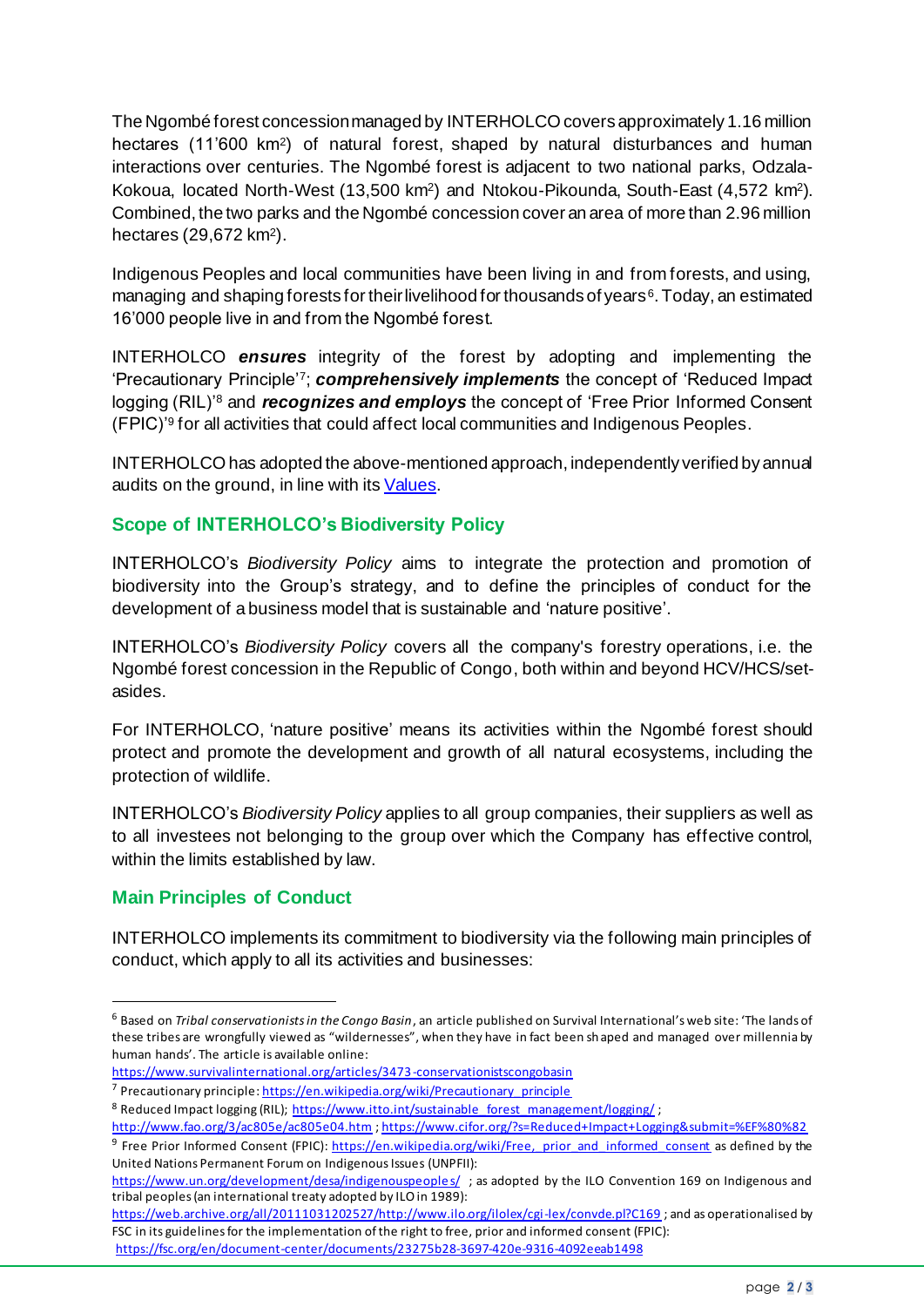The Ngombé forest concession managed by INTERHOLCO covers approximately 1.16 million hectares (11'600 $km^2$) of natural forest, shaped by natural disturbances and human interactions over centuries. The Ngombé forest is adjacent to two national parks, Odzala-Kokoua, located North-West (13,500 $km^2$) and Ntokou-Pikounda, South-East (4,572 $km^2$). Combined, the two parks and the Ngombé concession cover an area of more than 2.96 million hectares (29,672 $km^2$).

Indigenous Peoples and local communities have been living in and from forests, and using, managing and shaping forests for their livelihood for thousands of years[6]. Today, an estimated 16'000 people live in and from the Ngombé forest.

INTERHOLCO ***ensures*** integrity of the forest by adopting and implementing the 'Precautionary Principle'[7]; ***comprehensively implements*** the concept of 'Reduced Impact logging (RIL)'[8] and ***recognizes and employs*** the concept of 'Free Prior Informed Consent (FPIC)'[9] for all activities that could affect local communities and Indigenous Peoples.

INTERHOLCO has adopted the above-mentioned approach, independently verified by annual audits on the ground, in line with its Values.

## Scope of INTERHOLCO's Biodiversity Policy

INTERHOLCO's *Biodiversity Policy* aims to integrate the protection and promotion of biodiversity into the Group's strategy, and to define the principles of conduct for the development of a business model that is sustainable and 'nature positive'.

INTERHOLCO's *Biodiversity Policy* covers all the company's forestry operations, i.e. the Ngombé forest concession in the Republic of Congo, both within and beyond HCV/HCS/set-asides.

For INTERHOLCO, 'nature positive' means its activities within the Ngombé forest should protect and promote the development and growth of all natural ecosystems, including the protection of wildlife.

INTERHOLCO's *Biodiversity Policy* applies to all group companies, their suppliers as well as to all investees not belonging to the group over which the Company has effective control, within the limits established by law.

## Main Principles of Conduct

INTERHOLCO implements its commitment to biodiversity via the following main principles of conduct, which apply to all its activities and businesses:

---

[6] Based on *Tribal conservationists in the Congo Basin*, an article published on Survival International's web site: 'The lands of these tribes are wrongfully viewed as "wildernesses", when they have in fact been shaped and managed over millennia by human hands'. The article is available online: https://www.survivalinternational.org/articles/3473-conservationistscongobasin

[7] Precautionary principle: https://en.wikipedia.org/wiki/Precautionary_principle

[8] Reduced Impact logging (RIL); https://www.itto.int/sustainable_forest_management/logging/ ; http://www.fao.org/3/ac805e/ac805e04.htm ; https://www.cifor.org/?s=Reduced+Impact+Logging&submit=%EF%80%82

[9] Free Prior Informed Consent (FPIC): https://en.wikipedia.org/wiki/Free,_prior_and_informed_consent as defined by the United Nations Permanent Forum on Indigenous Issues (UNPFII): https://www.un.org/development/desa/indigenouspeoples/ ; as adopted by the ILO Convention 169 on Indigenous and tribal peoples (an international treaty adopted by ILO in 1989): https://web.archive.org/all/20111031202527/http://www.ilo.org/ilolex/cgi-lex/convde.pl?C169 ; and as operationalised by FSC in its guidelines for the implementation of the right to free, prior and informed consent (FPIC): https://fsc.org/en/document-center/documents/23275b28-3697-420e-9316-4092eeab1498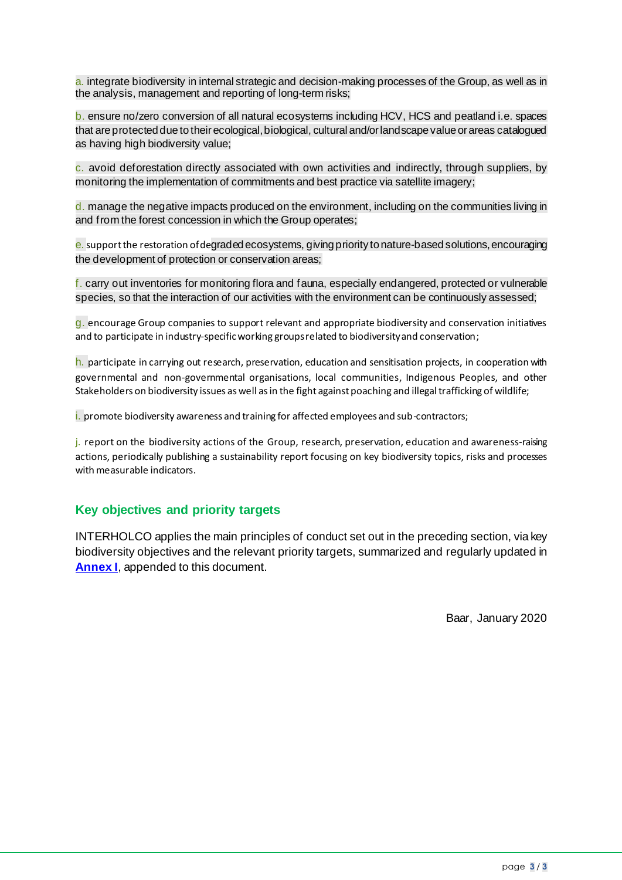a. integrate biodiversity in internal strategic and decision-making processes of the Group, as well as in the analysis, management and reporting of long-term risks;

b. ensure no/zero conversion of all natural ecosystems including HCV, HCS and peatland i.e. spaces that are protected due to their ecological, biological, cultural and/or landscape value or areas catalogued as having high biodiversity value;

c. avoid deforestation directly associated with own activities and indirectly, through suppliers, by monitoring the implementation of commitments and best practice via satellite imagery;

d. manage the negative impacts produced on the environment, including on the communities living in and from the forest concession in which the Group operates;

e. support the restoration of degraded ecosystems, giving priority to nature-based solutions, encouraging the development of protection or conservation areas;

f. carry out inventories for monitoring flora and fauna, especially endangered, protected or vulnerable species, so that the interaction of our activities with the environment can be continuously assessed;

g. encourage Group companies to support relevant and appropriate biodiversity and conservation initiatives and to participate in industry-specific working groups related to biodiversity and conservation;

h. participate in carrying out research, preservation, education and sensitisation projects, in cooperation with governmental and non-governmental organisations, local communities, Indigenous Peoples, and other Stakeholders on biodiversity issues as well as in the fight against poaching and illegal trafficking of wildlife;

i. promote biodiversity awareness and training for affected employees and sub-contractors;

j. report on the biodiversity actions of the Group, research, preservation, education and awareness-raising actions, periodically publishing a sustainability report focusing on key biodiversity topics, risks and processes with measurable indicators.

## Key objectives and priority targets

INTERHOLCO applies the main principles of conduct set out in the preceding section, via key biodiversity objectives and the relevant priority targets, summarized and regularly updated in **Annex I**, appended to this document.

Baar, January 2020